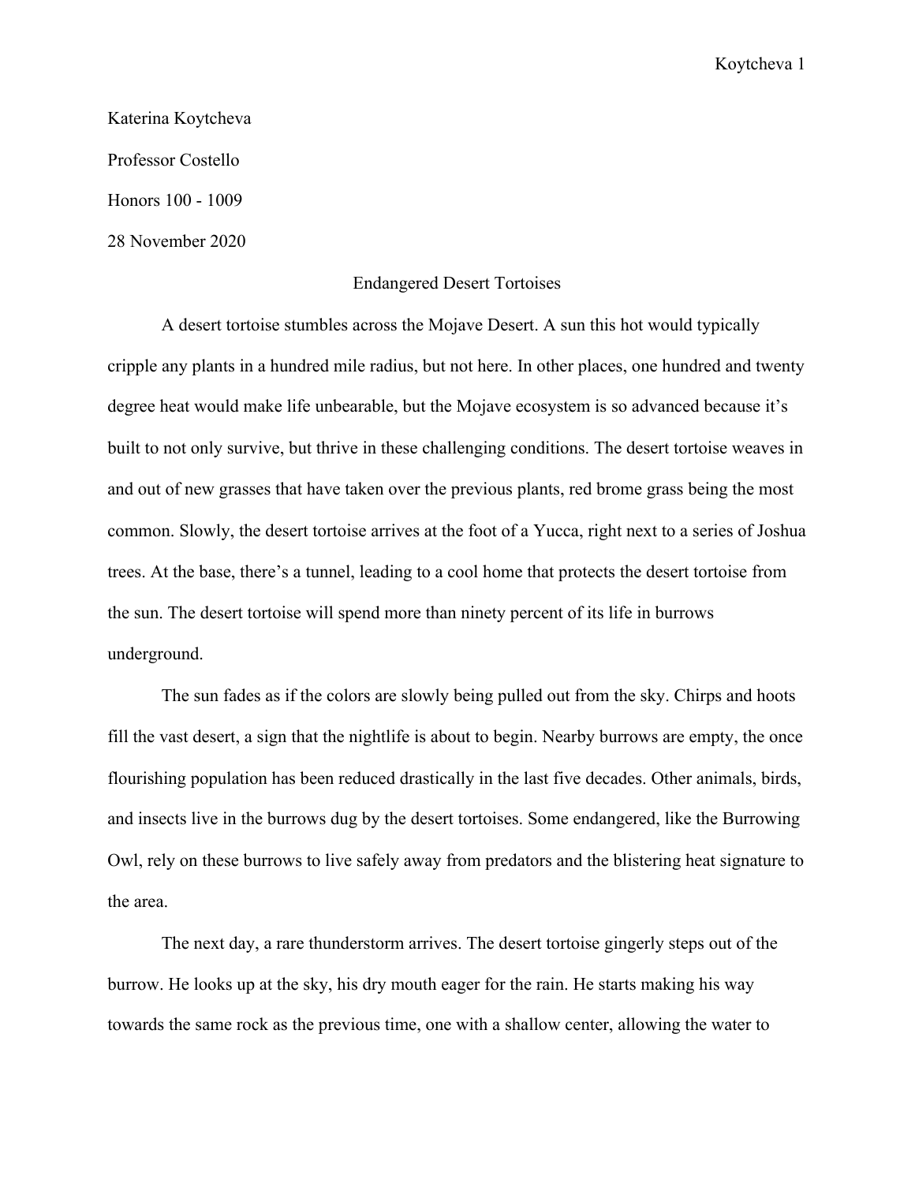Katerina Koytcheva

Professor Costello

Honors 100 - 1009

28 November 2020

# Endangered Desert Tortoises

A desert tortoise stumbles across the Mojave Desert. A sun this hot would typically cripple any plants in a hundred mile radius, but not here. In other places, one hundred and twenty degree heat would make life unbearable, but the Mojave ecosystem is so advanced because it's built to not only survive, but thrive in these challenging conditions. The desert tortoise weaves in and out of new grasses that have taken over the previous plants, red brome grass being the most common. Slowly, the desert tortoise arrives at the foot of a Yucca, right next to a series of Joshua trees. At the base, there's a tunnel, leading to a cool home that protects the desert tortoise from the sun. The desert tortoise will spend more than ninety percent of its life in burrows underground.

The sun fades as if the colors are slowly being pulled out from the sky. Chirps and hoots fill the vast desert, a sign that the nightlife is about to begin. Nearby burrows are empty, the once flourishing population has been reduced drastically in the last five decades. Other animals, birds, and insects live in the burrows dug by the desert tortoises. Some endangered, like the Burrowing Owl, rely on these burrows to live safely away from predators and the blistering heat signature to the area.

The next day, a rare thunderstorm arrives. The desert tortoise gingerly steps out of the burrow. He looks up at the sky, his dry mouth eager for the rain. He starts making his way towards the same rock as the previous time, one with a shallow center, allowing the water to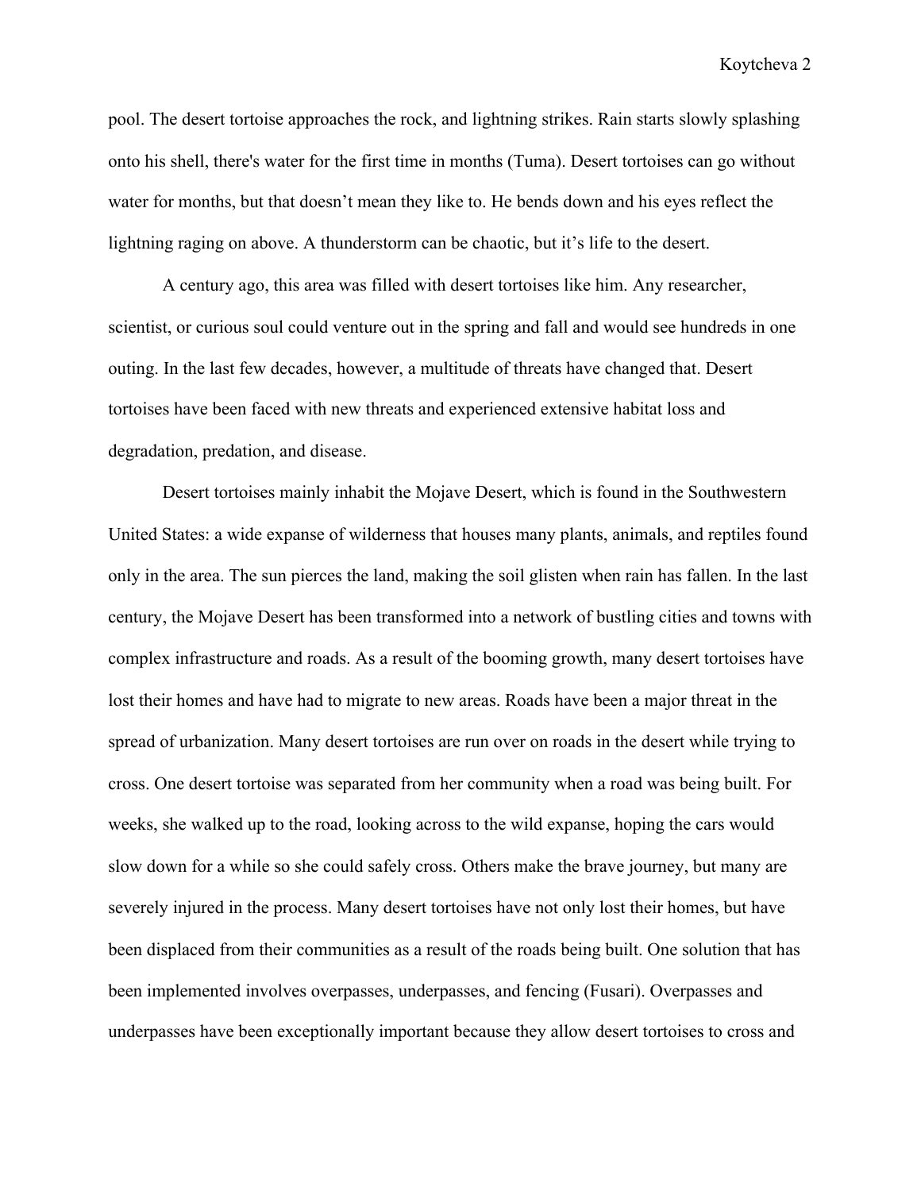pool. The desert tortoise approaches the rock, and lightning strikes. Rain starts slowly splashing onto his shell, there's water for the first time in months (Tuma). Desert tortoises can go without water for months, but that doesn't mean they like to. He bends down and his eyes reflect the lightning raging on above. A thunderstorm can be chaotic, but it's life to the desert.

A century ago, this area was filled with desert tortoises like him. Any researcher, scientist, or curious soul could venture out in the spring and fall and would see hundreds in one outing. In the last few decades, however, a multitude of threats have changed that. Desert tortoises have been faced with new threats and experienced extensive habitat loss and degradation, predation, and disease.

Desert tortoises mainly inhabit the Mojave Desert, which is found in the Southwestern United States: a wide expanse of wilderness that houses many plants, animals, and reptiles found only in the area. The sun pierces the land, making the soil glisten when rain has fallen. In the last century, the Mojave Desert has been transformed into a network of bustling cities and towns with complex infrastructure and roads. As a result of the booming growth, many desert tortoises have lost their homes and have had to migrate to new areas. Roads have been a major threat in the spread of urbanization. Many desert tortoises are run over on roads in the desert while trying to cross. One desert tortoise was separated from her community when a road was being built. For weeks, she walked up to the road, looking across to the wild expanse, hoping the cars would slow down for a while so she could safely cross. Others make the brave journey, but many are severely injured in the process. Many desert tortoises have not only lost their homes, but have been displaced from their communities as a result of the roads being built. One solution that has been implemented involves overpasses, underpasses, and fencing (Fusari). Overpasses and underpasses have been exceptionally important because they allow desert tortoises to cross and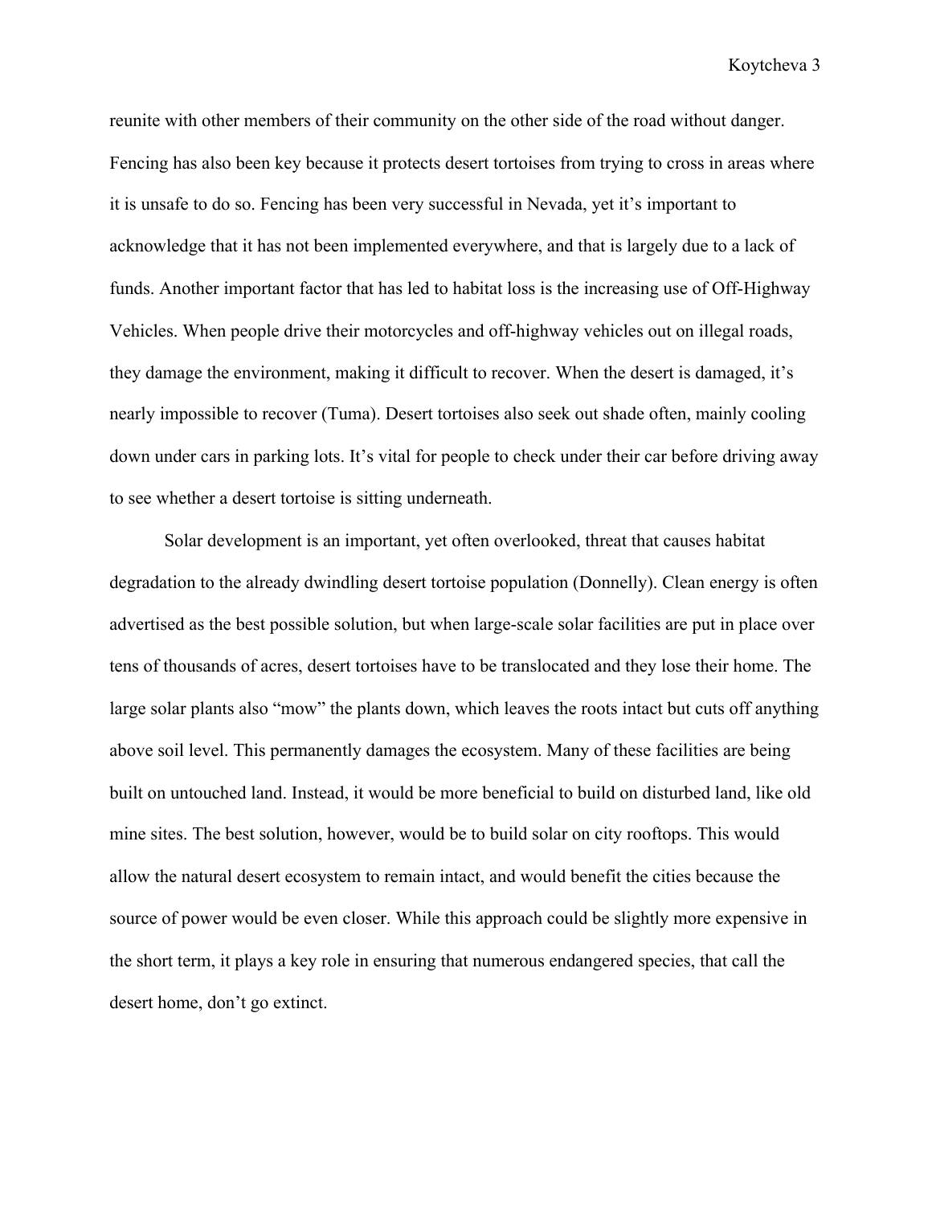reunite with other members of their community on the other side of the road without danger. Fencing has also been key because it protects desert tortoises from trying to cross in areas where it is unsafe to do so. Fencing has been very successful in Nevada, yet it's important to acknowledge that it has not been implemented everywhere, and that is largely due to a lack of funds. Another important factor that has led to habitat loss is the increasing use of Off-Highway Vehicles. When people drive their motorcycles and off-highway vehicles out on illegal roads, they damage the environment, making it difficult to recover. When the desert is damaged, it's nearly impossible to recover (Tuma). Desert tortoises also seek out shade often, mainly cooling down under cars in parking lots. It's vital for people to check under their car before driving away to see whether a desert tortoise is sitting underneath.

Solar development is an important, yet often overlooked, threat that causes habitat degradation to the already dwindling desert tortoise population (Donnelly). Clean energy is often advertised as the best possible solution, but when large-scale solar facilities are put in place over tens of thousands of acres, desert tortoises have to be translocated and they lose their home. The large solar plants also "mow" the plants down, which leaves the roots intact but cuts off anything above soil level. This permanently damages the ecosystem. Many of these facilities are being built on untouched land. Instead, it would be more beneficial to build on disturbed land, like old mine sites. The best solution, however, would be to build solar on city rooftops. This would allow the natural desert ecosystem to remain intact, and would benefit the cities because the source of power would be even closer. While this approach could be slightly more expensive in the short term, it plays a key role in ensuring that numerous endangered species, that call the desert home, don't go extinct.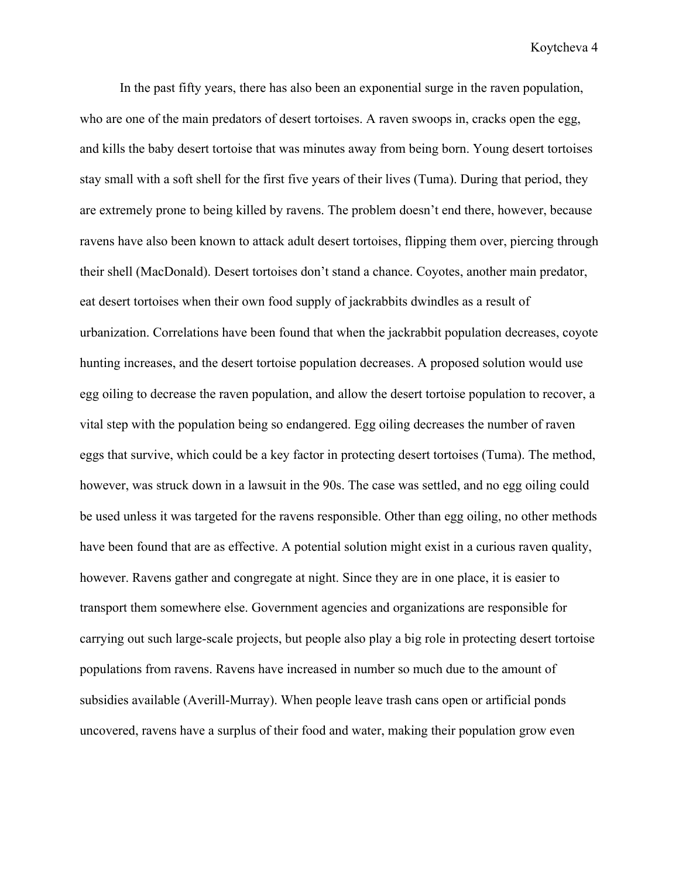In the past fifty years, there has also been an exponential surge in the raven population, who are one of the main predators of desert tortoises. A raven swoops in, cracks open the egg, and kills the baby desert tortoise that was minutes away from being born. Young desert tortoises stay small with a soft shell for the first five years of their lives (Tuma). During that period, they are extremely prone to being killed by ravens. The problem doesn't end there, however, because ravens have also been known to attack adult desert tortoises, flipping them over, piercing through their shell (MacDonald). Desert tortoises don't stand a chance. Coyotes, another main predator, eat desert tortoises when their own food supply of jackrabbits dwindles as a result of urbanization. Correlations have been found that when the jackrabbit population decreases, coyote hunting increases, and the desert tortoise population decreases. A proposed solution would use egg oiling to decrease the raven population, and allow the desert tortoise population to recover, a vital step with the population being so endangered. Egg oiling decreases the number of raven eggs that survive, which could be a key factor in protecting desert tortoises (Tuma). The method, however, was struck down in a lawsuit in the 90s. The case was settled, and no egg oiling could be used unless it was targeted for the ravens responsible. Other than egg oiling, no other methods have been found that are as effective. A potential solution might exist in a curious raven quality, however. Ravens gather and congregate at night. Since they are in one place, it is easier to transport them somewhere else. Government agencies and organizations are responsible for carrying out such large-scale projects, but people also play a big role in protecting desert tortoise populations from ravens. Ravens have increased in number so much due to the amount of subsidies available (Averill-Murray). When people leave trash cans open or artificial ponds uncovered, ravens have a surplus of their food and water, making their population grow even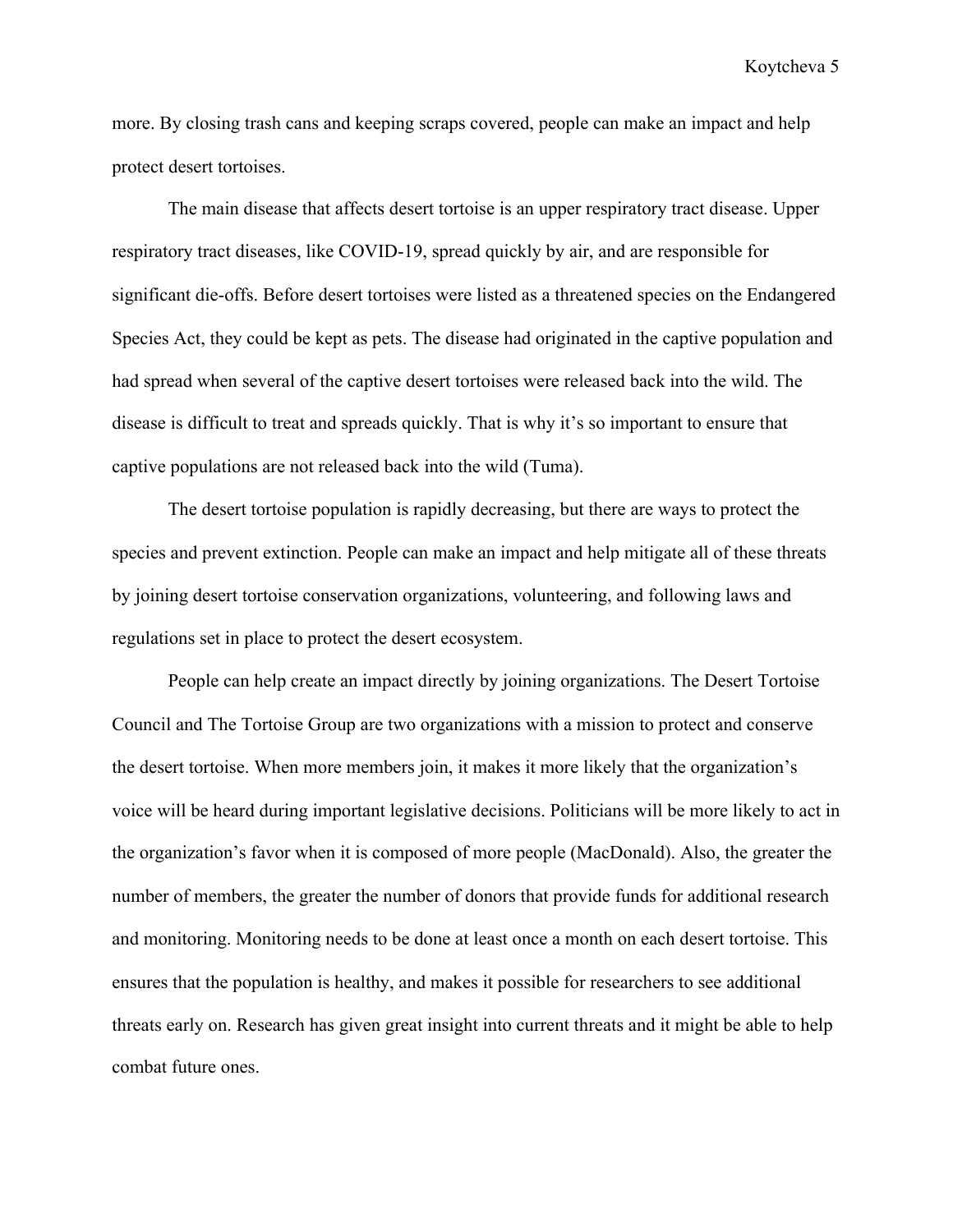more. By closing trash cans and keeping scraps covered, people can make an impact and help protect desert tortoises.

The main disease that affects desert tortoise is an upper respiratory tract disease. Upper respiratory tract diseases, like COVID-19, spread quickly by air, and are responsible for significant die-offs. Before desert tortoises were listed as a threatened species on the Endangered Species Act, they could be kept as pets. The disease had originated in the captive population and had spread when several of the captive desert tortoises were released back into the wild. The disease is difficult to treat and spreads quickly. That is why it's so important to ensure that captive populations are not released back into the wild (Tuma).

The desert tortoise population is rapidly decreasing, but there are ways to protect the species and prevent extinction. People can make an impact and help mitigate all of these threats by joining desert tortoise conservation organizations, volunteering, and following laws and regulations set in place to protect the desert ecosystem.

People can help create an impact directly by joining organizations. The Desert Tortoise Council and The Tortoise Group are two organizations with a mission to protect and conserve the desert tortoise. When more members join, it makes it more likely that the organization's voice will be heard during important legislative decisions. Politicians will be more likely to act in the organization's favor when it is composed of more people (MacDonald). Also, the greater the number of members, the greater the number of donors that provide funds for additional research and monitoring. Monitoring needs to be done at least once a month on each desert tortoise. This ensures that the population is healthy, and makes it possible for researchers to see additional threats early on. Research has given great insight into current threats and it might be able to help combat future ones.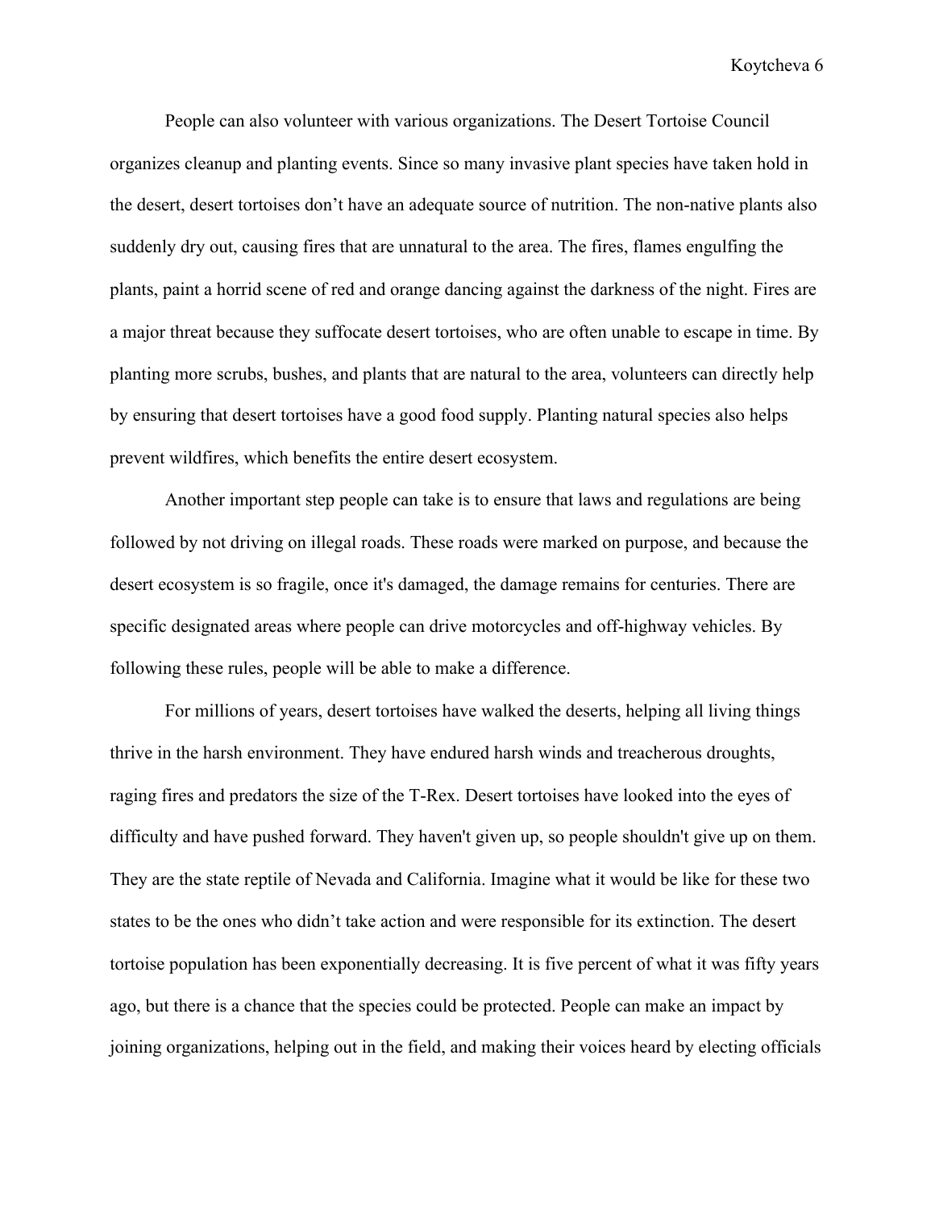People can also volunteer with various organizations. The Desert Tortoise Council organizes cleanup and planting events. Since so many invasive plant species have taken hold in the desert, desert tortoises don't have an adequate source of nutrition. The non-native plants also suddenly dry out, causing fires that are unnatural to the area. The fires, flames engulfing the plants, paint a horrid scene of red and orange dancing against the darkness of the night. Fires are a major threat because they suffocate desert tortoises, who are often unable to escape in time. By planting more scrubs, bushes, and plants that are natural to the area, volunteers can directly help by ensuring that desert tortoises have a good food supply. Planting natural species also helps prevent wildfires, which benefits the entire desert ecosystem.

Another important step people can take is to ensure that laws and regulations are being followed by not driving on illegal roads. These roads were marked on purpose, and because the desert ecosystem is so fragile, once it's damaged, the damage remains for centuries. There are specific designated areas where people can drive motorcycles and off-highway vehicles. By following these rules, people will be able to make a difference.

For millions of years, desert tortoises have walked the deserts, helping all living things thrive in the harsh environment. They have endured harsh winds and treacherous droughts, raging fires and predators the size of the T-Rex. Desert tortoises have looked into the eyes of difficulty and have pushed forward. They haven't given up, so people shouldn't give up on them. They are the state reptile of Nevada and California. Imagine what it would be like for these two states to be the ones who didn't take action and were responsible for its extinction. The desert tortoise population has been exponentially decreasing. It is five percent of what it was fifty years ago, but there is a chance that the species could be protected. People can make an impact by joining organizations, helping out in the field, and making their voices heard by electing officials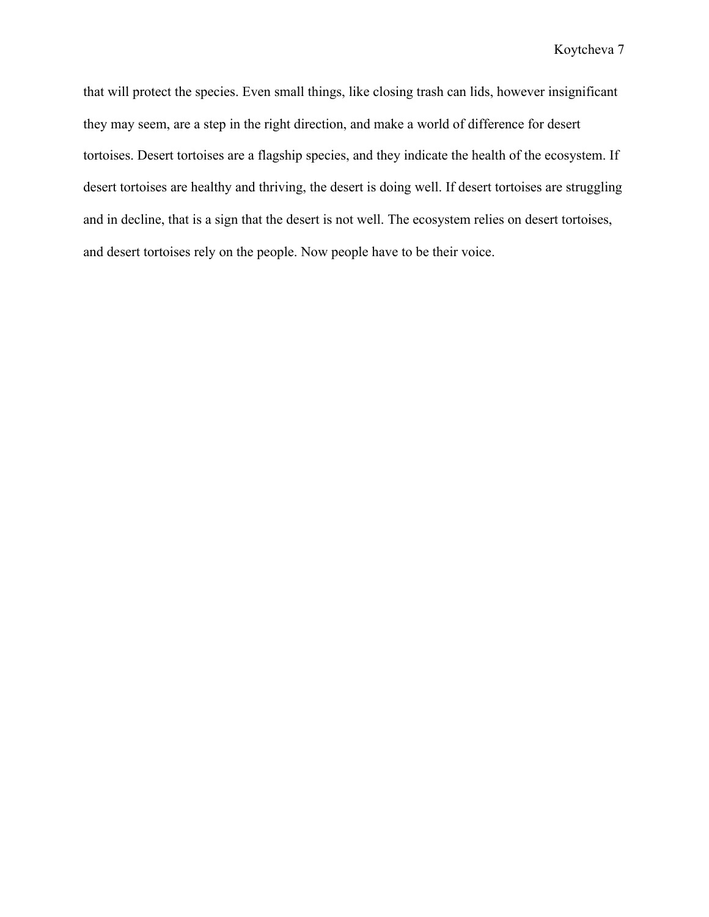that will protect the species. Even small things, like closing trash can lids, however insignificant they may seem, are a step in the right direction, and make a world of difference for desert tortoises. Desert tortoises are a flagship species, and they indicate the health of the ecosystem. If desert tortoises are healthy and thriving, the desert is doing well. If desert tortoises are struggling and in decline, that is a sign that the desert is not well. The ecosystem relies on desert tortoises, and desert tortoises rely on the people. Now people have to be their voice.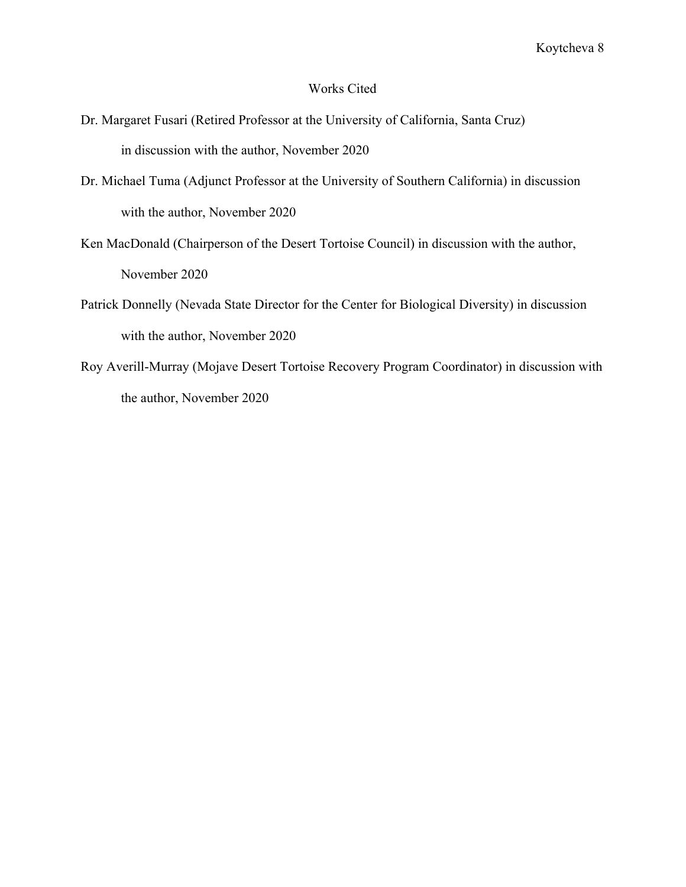# Works Cited

Dr. Margaret Fusari (Retired Professor at the University of California, Santa Cruz) in discussion with the author, November 2020

Dr. Michael Tuma (Adjunct Professor at the University of Southern California) in discussion with the author, November 2020

Ken MacDonald (Chairperson of the Desert Tortoise Council) in discussion with the author, November 2020

Patrick Donnelly (Nevada State Director for the Center for Biological Diversity) in discussion with the author, November 2020

Roy Averill-Murray (Mojave Desert Tortoise Recovery Program Coordinator) in discussion with the author, November 2020